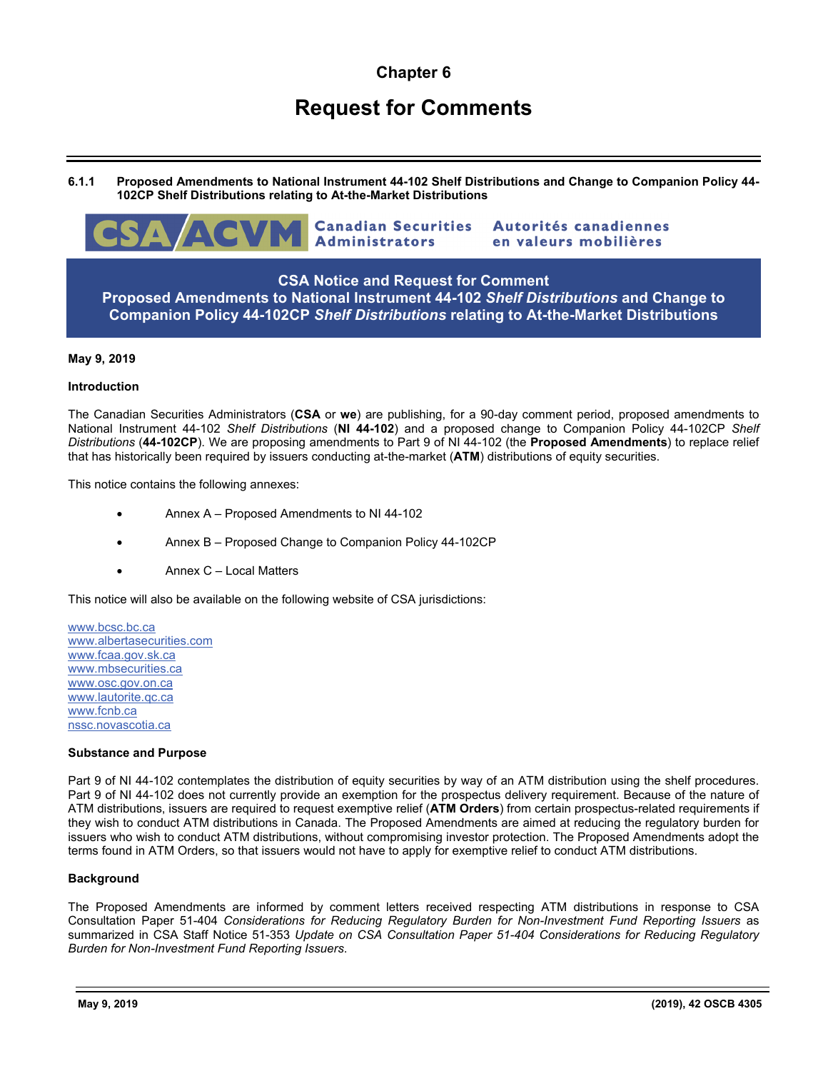# Chapter 6

# Request for Comments

### 6.1.1 Proposed Amendments to National Instrument 44-102 Shelf Distributions and Change to Companion Policy 44-102CP Shelf Distributions relating to At-the-Market Distributions

CSA/ACVM Canadian Securities Administrators Autorités canadiennes en valeurs mobilières

## CSA Notice and Request for Comment
## Proposed Amendments to National Instrument 44-102 *Shelf Distributions* and Change to Companion Policy 44-102CP *Shelf Distributions* relating to At-the-Market Distributions

**May 9, 2019**

**Introduction**

The Canadian Securities Administrators (**CSA** or **we**) are publishing, for a 90-day comment period, proposed amendments to National Instrument 44-102 *Shelf Distributions* (**NI 44-102**) and a proposed change to Companion Policy 44-102CP *Shelf Distributions* (**44-102CP**). We are proposing amendments to Part 9 of NI 44-102 (the **Proposed Amendments**) to replace relief that has historically been required by issuers conducting at-the-market (**ATM**) distributions of equity securities.

This notice contains the following annexes:

- Annex A – Proposed Amendments to NI 44-102
- Annex B – Proposed Change to Companion Policy 44-102CP
- Annex C – Local Matters

This notice will also be available on the following website of CSA jurisdictions:

www.bcsc.bc.ca
www.albertasecurities.com
www.fcaa.gov.sk.ca
www.mbsecurities.ca
www.osc.gov.on.ca
www.lautorite.qc.ca
www.fcnb.ca
nssc.novascotia.ca

**Substance and Purpose**

Part 9 of NI 44-102 contemplates the distribution of equity securities by way of an ATM distribution using the shelf procedures. Part 9 of NI 44-102 does not currently provide an exemption for the prospectus delivery requirement. Because of the nature of ATM distributions, issuers are required to request exemptive relief (**ATM Orders**) from certain prospectus-related requirements if they wish to conduct ATM distributions in Canada. The Proposed Amendments are aimed at reducing the regulatory burden for issuers who wish to conduct ATM distributions, without compromising investor protection. The Proposed Amendments adopt the terms found in ATM Orders, so that issuers would not have to apply for exemptive relief to conduct ATM distributions.

**Background**

The Proposed Amendments are informed by comment letters received respecting ATM distributions in response to CSA Consultation Paper 51-404 *Considerations for Reducing Regulatory Burden for Non-Investment Fund Reporting Issuers* as summarized in CSA Staff Notice 51-353 *Update on CSA Consultation Paper 51-404 Considerations for Reducing Regulatory Burden for Non-Investment Fund Reporting Issuers*.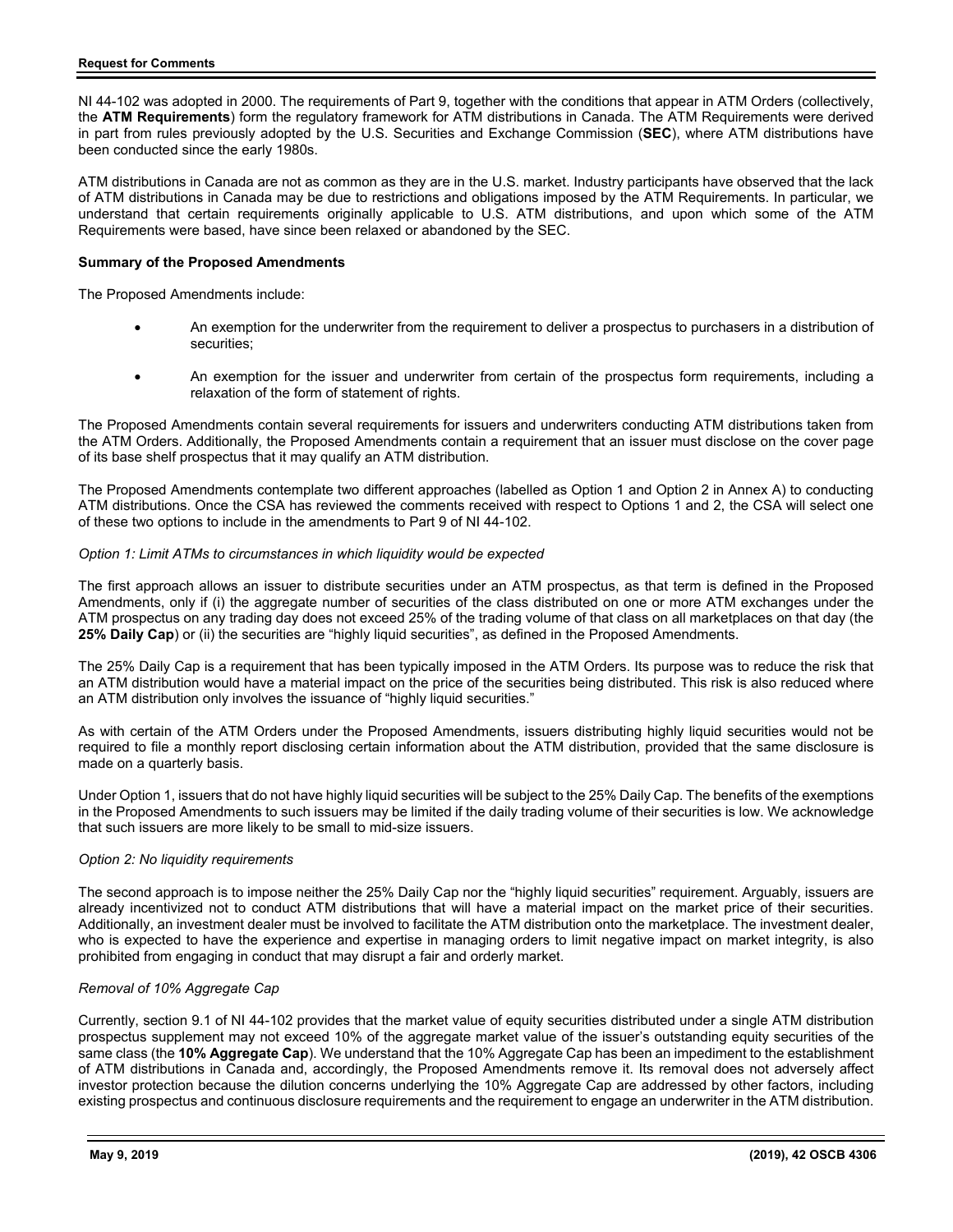NI 44-102 was adopted in 2000. The requirements of Part 9, together with the conditions that appear in ATM Orders (collectively, the **ATM Requirements**) form the regulatory framework for ATM distributions in Canada. The ATM Requirements were derived in part from rules previously adopted by the U.S. Securities and Exchange Commission (**SEC**), where ATM distributions have been conducted since the early 1980s.

ATM distributions in Canada are not as common as they are in the U.S. market. Industry participants have observed that the lack of ATM distributions in Canada may be due to restrictions and obligations imposed by the ATM Requirements. In particular, we understand that certain requirements originally applicable to U.S. ATM distributions, and upon which some of the ATM Requirements were based, have since been relaxed or abandoned by the SEC.

**Summary of the Proposed Amendments**

The Proposed Amendments include:

- An exemption for the underwriter from the requirement to deliver a prospectus to purchasers in a distribution of securities;
- An exemption for the issuer and underwriter from certain of the prospectus form requirements, including a relaxation of the form of statement of rights.

The Proposed Amendments contain several requirements for issuers and underwriters conducting ATM distributions taken from the ATM Orders. Additionally, the Proposed Amendments contain a requirement that an issuer must disclose on the cover page of its base shelf prospectus that it may qualify an ATM distribution.

The Proposed Amendments contemplate two different approaches (labelled as Option 1 and Option 2 in Annex A) to conducting ATM distributions. Once the CSA has reviewed the comments received with respect to Options 1 and 2, the CSA will select one of these two options to include in the amendments to Part 9 of NI 44-102.

*Option 1: Limit ATMs to circumstances in which liquidity would be expected*

The first approach allows an issuer to distribute securities under an ATM prospectus, as that term is defined in the Proposed Amendments, only if (i) the aggregate number of securities of the class distributed on one or more ATM exchanges under the ATM prospectus on any trading day does not exceed 25% of the trading volume of that class on all marketplaces on that day (the **25% Daily Cap**) or (ii) the securities are "highly liquid securities", as defined in the Proposed Amendments.

The 25% Daily Cap is a requirement that has been typically imposed in the ATM Orders. Its purpose was to reduce the risk that an ATM distribution would have a material impact on the price of the securities being distributed. This risk is also reduced where an ATM distribution only involves the issuance of "highly liquid securities."

As with certain of the ATM Orders under the Proposed Amendments, issuers distributing highly liquid securities would not be required to file a monthly report disclosing certain information about the ATM distribution, provided that the same disclosure is made on a quarterly basis.

Under Option 1, issuers that do not have highly liquid securities will be subject to the 25% Daily Cap. The benefits of the exemptions in the Proposed Amendments to such issuers may be limited if the daily trading volume of their securities is low. We acknowledge that such issuers are more likely to be small to mid-size issuers.

*Option 2: No liquidity requirements*

The second approach is to impose neither the 25% Daily Cap nor the "highly liquid securities" requirement. Arguably, issuers are already incentivized not to conduct ATM distributions that will have a material impact on the market price of their securities. Additionally, an investment dealer must be involved to facilitate the ATM distribution onto the marketplace. The investment dealer, who is expected to have the experience and expertise in managing orders to limit negative impact on market integrity, is also prohibited from engaging in conduct that may disrupt a fair and orderly market.

*Removal of 10% Aggregate Cap*

Currently, section 9.1 of NI 44-102 provides that the market value of equity securities distributed under a single ATM distribution prospectus supplement may not exceed 10% of the aggregate market value of the issuer's outstanding equity securities of the same class (the **10% Aggregate Cap**). We understand that the 10% Aggregate Cap has been an impediment to the establishment of ATM distributions in Canada and, accordingly, the Proposed Amendments remove it. Its removal does not adversely affect investor protection because the dilution concerns underlying the 10% Aggregate Cap are addressed by other factors, including existing prospectus and continuous disclosure requirements and the requirement to engage an underwriter in the ATM distribution.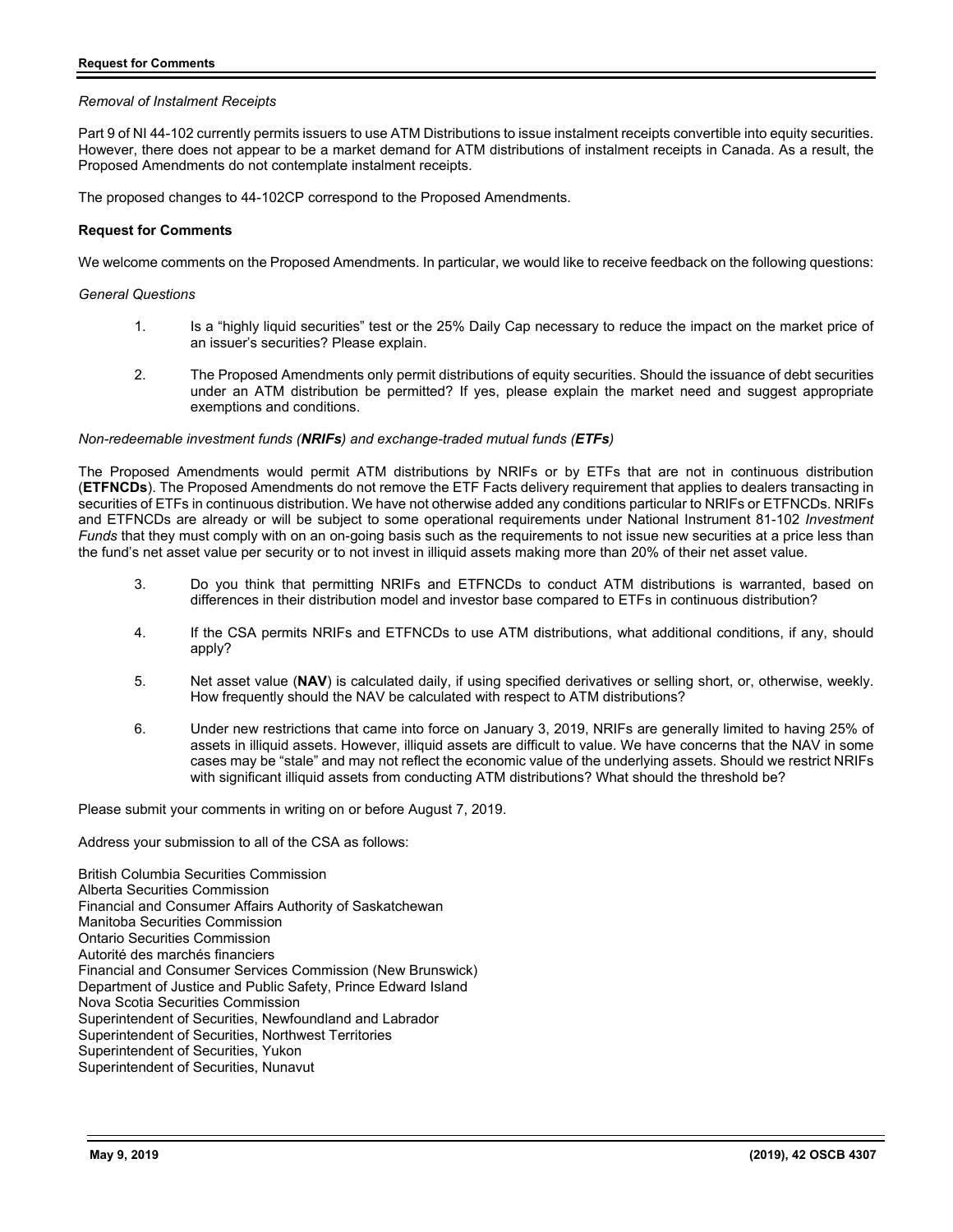*Removal of Instalment Receipts*

Part 9 of NI 44-102 currently permits issuers to use ATM Distributions to issue instalment receipts convertible into equity securities. However, there does not appear to be a market demand for ATM distributions of instalment receipts in Canada. As a result, the Proposed Amendments do not contemplate instalment receipts.

The proposed changes to 44-102CP correspond to the Proposed Amendments.

**Request for Comments**

We welcome comments on the Proposed Amendments. In particular, we would like to receive feedback on the following questions:

*General Questions*

1. Is a "highly liquid securities" test or the 25% Daily Cap necessary to reduce the impact on the market price of an issuer's securities? Please explain.

2. The Proposed Amendments only permit distributions of equity securities. Should the issuance of debt securities under an ATM distribution be permitted? If yes, please explain the market need and suggest appropriate exemptions and conditions.

*Non-redeemable investment funds (**NRIFs**) and exchange-traded mutual funds (**ETFs**)*

The Proposed Amendments would permit ATM distributions by NRIFs or by ETFs that are not in continuous distribution (**ETFNCDs**). The Proposed Amendments do not remove the ETF Facts delivery requirement that applies to dealers transacting in securities of ETFs in continuous distribution. We have not otherwise added any conditions particular to NRIFs or ETFNCDs. NRIFs and ETFNCDs are already or will be subject to some operational requirements under National Instrument 81-102 *Investment Funds* that they must comply with on an on-going basis such as the requirements to not issue new securities at a price less than the fund's net asset value per security or to not invest in illiquid assets making more than 20% of their net asset value.

3. Do you think that permitting NRIFs and ETFNCDs to conduct ATM distributions is warranted, based on differences in their distribution model and investor base compared to ETFs in continuous distribution?

4. If the CSA permits NRIFs and ETFNCDs to use ATM distributions, what additional conditions, if any, should apply?

5. Net asset value (**NAV**) is calculated daily, if using specified derivatives or selling short, or, otherwise, weekly. How frequently should the NAV be calculated with respect to ATM distributions?

6. Under new restrictions that came into force on January 3, 2019, NRIFs are generally limited to having 25% of assets in illiquid assets. However, illiquid assets are difficult to value. We have concerns that the NAV in some cases may be "stale" and may not reflect the economic value of the underlying assets. Should we restrict NRIFs with significant illiquid assets from conducting ATM distributions? What should the threshold be?

Please submit your comments in writing on or before August 7, 2019.

Address your submission to all of the CSA as follows:

British Columbia Securities Commission
Alberta Securities Commission
Financial and Consumer Affairs Authority of Saskatchewan
Manitoba Securities Commission
Ontario Securities Commission
Autorité des marchés financiers
Financial and Consumer Services Commission (New Brunswick)
Department of Justice and Public Safety, Prince Edward Island
Nova Scotia Securities Commission
Superintendent of Securities, Newfoundland and Labrador
Superintendent of Securities, Northwest Territories
Superintendent of Securities, Yukon
Superintendent of Securities, Nunavut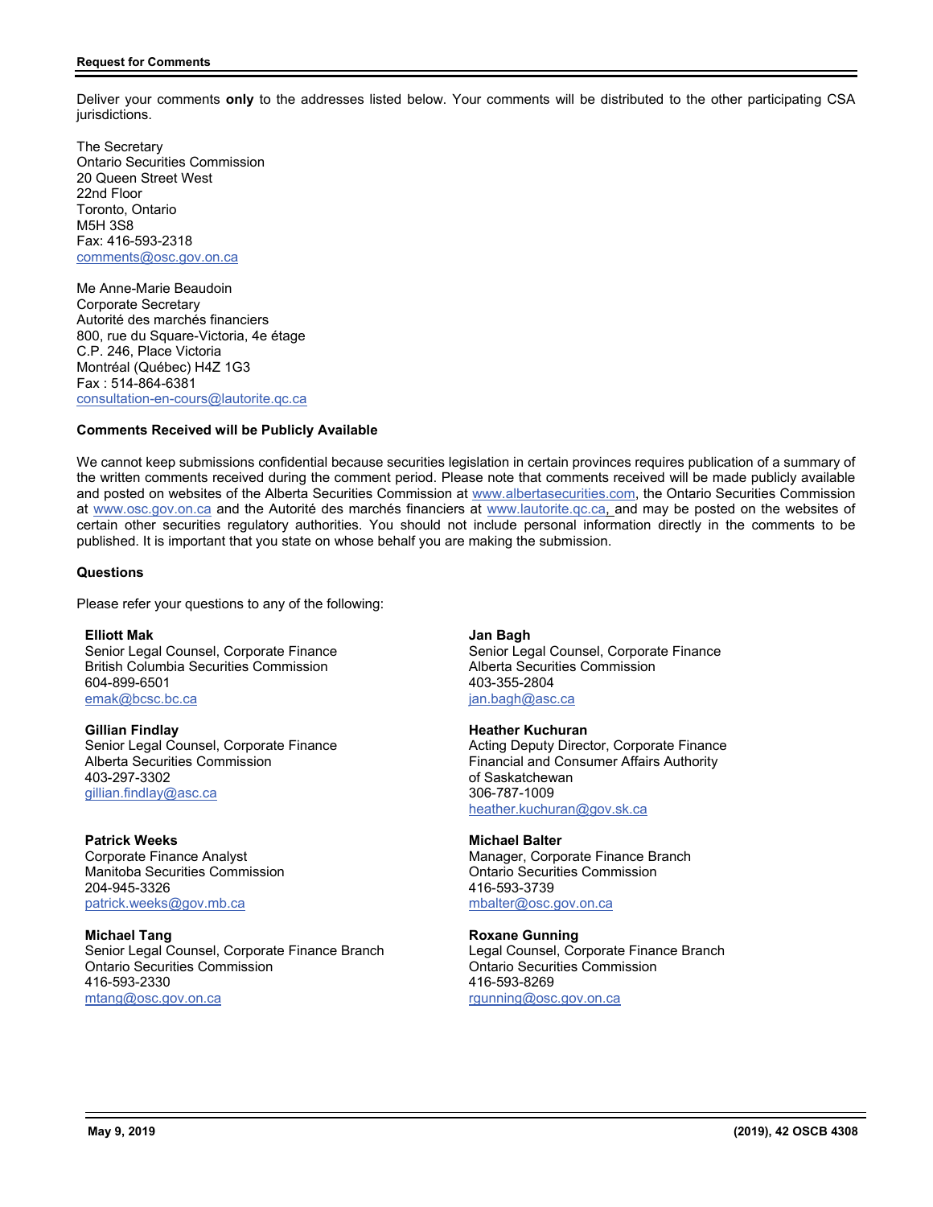Deliver your comments **only** to the addresses listed below. Your comments will be distributed to the other participating CSA jurisdictions.

The Secretary
Ontario Securities Commission
20 Queen Street West
22nd Floor
Toronto, Ontario
M5H 3S8
Fax: 416-593-2318
comments@osc.gov.on.ca

Me Anne-Marie Beaudoin
Corporate Secretary
Autorité des marchés financiers
800, rue du Square-Victoria, 4e étage
C.P. 246, Place Victoria
Montréal (Québec) H4Z 1G3
Fax : 514-864-6381
consultation-en-cours@lautorite.qc.ca

**Comments Received will be Publicly Available**

We cannot keep submissions confidential because securities legislation in certain provinces requires publication of a summary of the written comments received during the comment period. Please note that comments received will be made publicly available and posted on websites of the Alberta Securities Commission at www.albertasecurities.com, the Ontario Securities Commission at www.osc.gov.on.ca and the Autorité des marchés financiers at www.lautorite.qc.ca, and may be posted on the websites of certain other securities regulatory authorities. You should not include personal information directly in the comments to be published. It is important that you state on whose behalf you are making the submission.

**Questions**

Please refer your questions to any of the following:

**Elliott Mak**
Senior Legal Counsel, Corporate Finance
British Columbia Securities Commission
604-899-6501
emak@bcsc.bc.ca

**Jan Bagh**
Senior Legal Counsel, Corporate Finance
Alberta Securities Commission
403-355-2804
jan.bagh@asc.ca

**Gillian Findlay**
Senior Legal Counsel, Corporate Finance
Alberta Securities Commission
403-297-3302
gillian.findlay@asc.ca

**Heather Kuchuran**
Acting Deputy Director, Corporate Finance
Financial and Consumer Affairs Authority
of Saskatchewan
306-787-1009
heather.kuchuran@gov.sk.ca

**Patrick Weeks**
Corporate Finance Analyst
Manitoba Securities Commission
204-945-3326
patrick.weeks@gov.mb.ca

**Michael Balter**
Manager, Corporate Finance Branch
Ontario Securities Commission
416-593-3739
mbalter@osc.gov.on.ca

**Michael Tang**
Senior Legal Counsel, Corporate Finance Branch
Ontario Securities Commission
416-593-2330
mtang@osc.gov.on.ca

**Roxane Gunning**
Legal Counsel, Corporate Finance Branch
Ontario Securities Commission
416-593-8269
rgunning@osc.gov.on.ca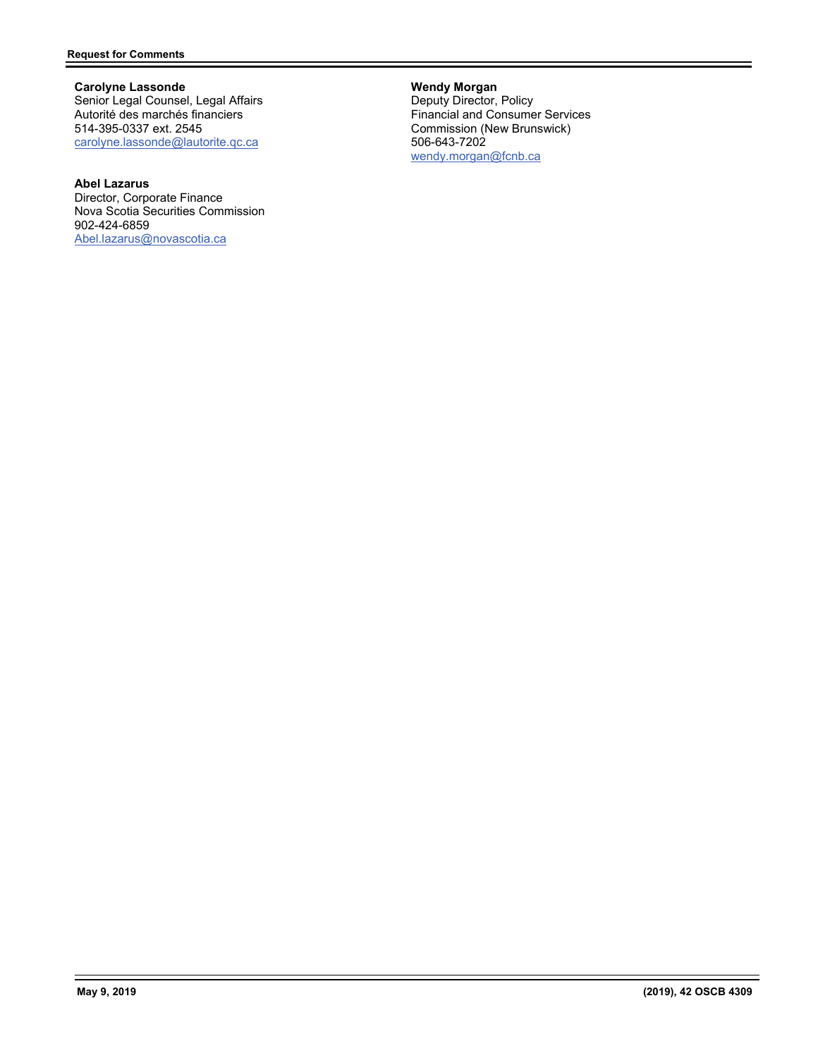**Carolyne Lassonde**
Senior Legal Counsel, Legal Affairs
Autorité des marchés financiers
514-395-0337 ext. 2545
carolyne.lassonde@lautorite.qc.ca

**Abel Lazarus**
Director, Corporate Finance
Nova Scotia Securities Commission
902-424-6859
Abel.lazarus@novascotia.ca

**Wendy Morgan**
Deputy Director, Policy
Financial and Consumer Services
Commission (New Brunswick)
506-643-7202
wendy.morgan@fcnb.ca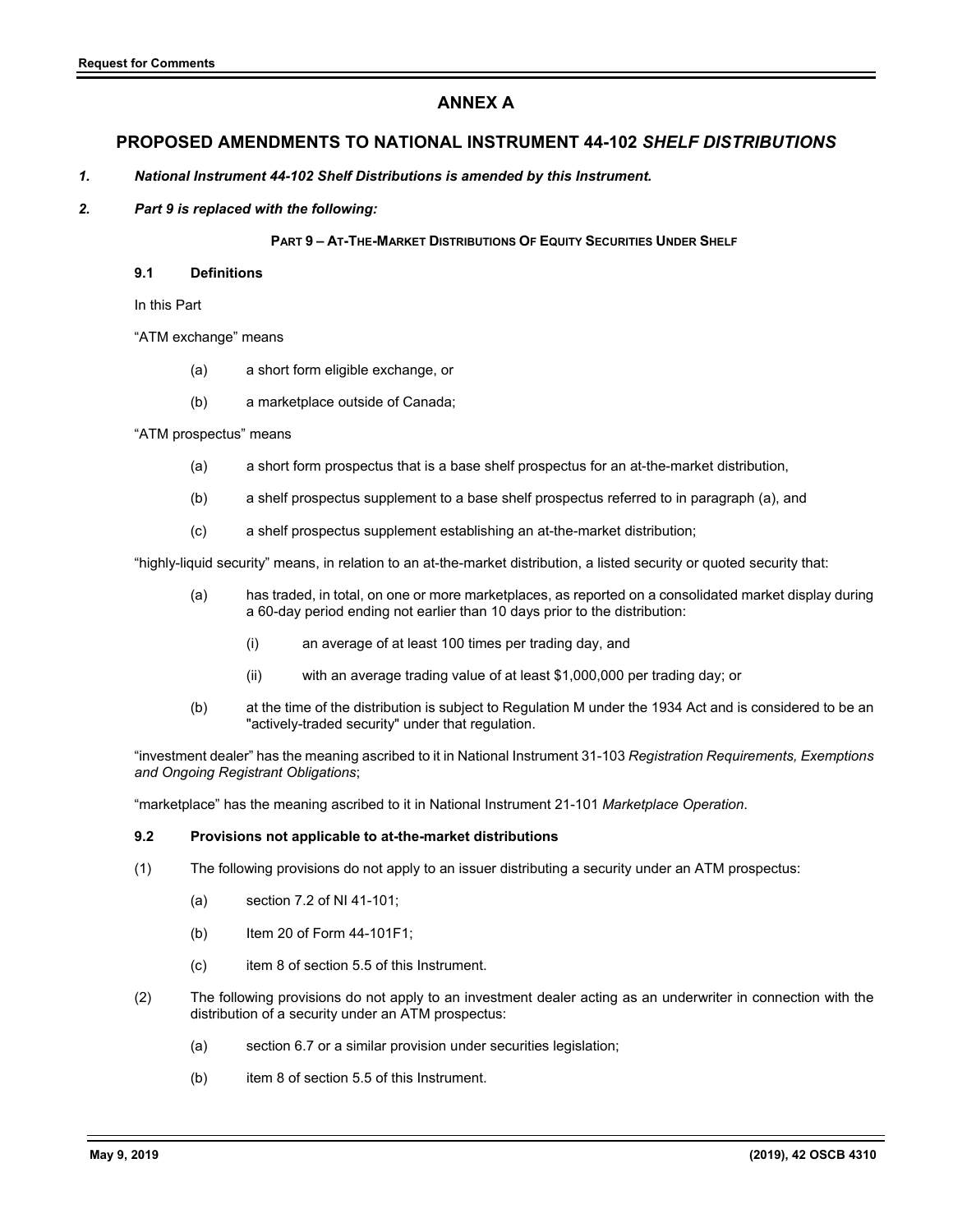## ANNEX A

## PROPOSED AMENDMENTS TO NATIONAL INSTRUMENT 44-102 *SHELF DISTRIBUTIONS*

***1. National Instrument 44-102 Shelf Distributions is amended by this Instrument.***

***2. Part 9 is replaced with the following:***

**PART 9 – AT-THE-MARKET DISTRIBUTIONS OF EQUITY SECURITIES UNDER SHELF**

**9.1 Definitions**

In this Part

"ATM exchange" means

(a) a short form eligible exchange, or

(b) a marketplace outside of Canada;

"ATM prospectus" means

(a) a short form prospectus that is a base shelf prospectus for an at-the-market distribution,

(b) a shelf prospectus supplement to a base shelf prospectus referred to in paragraph (a), and

(c) a shelf prospectus supplement establishing an at-the-market distribution;

"highly-liquid security" means, in relation to an at-the-market distribution, a listed security or quoted security that:

(a) has traded, in total, on one or more marketplaces, as reported on a consolidated market display during a 60-day period ending not earlier than 10 days prior to the distribution:

(i) an average of at least 100 times per trading day, and

(ii) with an average trading value of at least $1,000,000 per trading day; or

(b) at the time of the distribution is subject to Regulation M under the 1934 Act and is considered to be an "actively-traded security" under that regulation.

"investment dealer" has the meaning ascribed to it in National Instrument 31-103 *Registration Requirements, Exemptions and Ongoing Registrant Obligations*;

"marketplace" has the meaning ascribed to it in National Instrument 21-101 *Marketplace Operation*.

**9.2 Provisions not applicable to at-the-market distributions**

(1) The following provisions do not apply to an issuer distributing a security under an ATM prospectus:

(a) section 7.2 of NI 41-101;

(b) Item 20 of Form 44-101F1;

(c) item 8 of section 5.5 of this Instrument.

(2) The following provisions do not apply to an investment dealer acting as an underwriter in connection with the distribution of a security under an ATM prospectus:

(a) section 6.7 or a similar provision under securities legislation;

(b) item 8 of section 5.5 of this Instrument.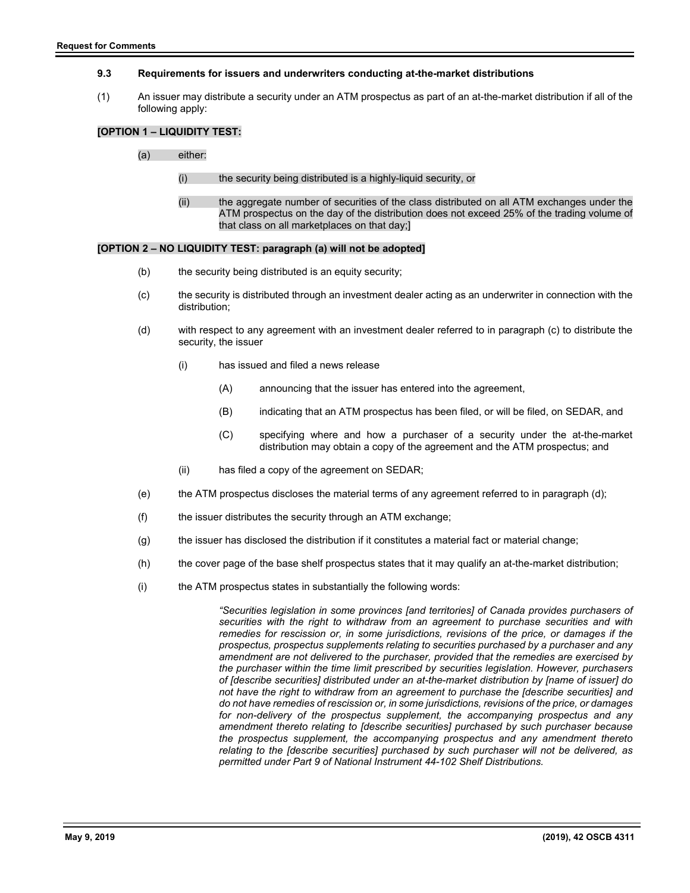### 9.3 Requirements for issuers and underwriters conducting at-the-market distributions

(1) An issuer may distribute a security under an ATM prospectus as part of an at-the-market distribution if all of the following apply:

**[OPTION 1 – LIQUIDITY TEST:**

(a) either:

(i) the security being distributed is a highly-liquid security, or

(ii) the aggregate number of securities of the class distributed on all ATM exchanges under the ATM prospectus on the day of the distribution does not exceed 25% of the trading volume of that class on all marketplaces on that day;]

**[OPTION 2 – NO LIQUIDITY TEST: paragraph (a) will not be adopted]**

(b) the security being distributed is an equity security;

(c) the security is distributed through an investment dealer acting as an underwriter in connection with the distribution;

(d) with respect to any agreement with an investment dealer referred to in paragraph (c) to distribute the security, the issuer

(i) has issued and filed a news release

(A) announcing that the issuer has entered into the agreement,

(B) indicating that an ATM prospectus has been filed, or will be filed, on SEDAR, and

(C) specifying where and how a purchaser of a security under the at-the-market distribution may obtain a copy of the agreement and the ATM prospectus; and

(ii) has filed a copy of the agreement on SEDAR;

(e) the ATM prospectus discloses the material terms of any agreement referred to in paragraph (d);

(f) the issuer distributes the security through an ATM exchange;

(g) the issuer has disclosed the distribution if it constitutes a material fact or material change;

(h) the cover page of the base shelf prospectus states that it may qualify an at-the-market distribution;

(i) the ATM prospectus states in substantially the following words:

> *"Securities legislation in some provinces [and territories] of Canada provides purchasers of securities with the right to withdraw from an agreement to purchase securities and with remedies for rescission or, in some jurisdictions, revisions of the price, or damages if the prospectus, prospectus supplements relating to securities purchased by a purchaser and any amendment are not delivered to the purchaser, provided that the remedies are exercised by the purchaser within the time limit prescribed by securities legislation. However, purchasers of [describe securities] distributed under an at-the-market distribution by [name of issuer] do not have the right to withdraw from an agreement to purchase the [describe securities] and do not have remedies of rescission or, in some jurisdictions, revisions of the price, or damages for non-delivery of the prospectus supplement, the accompanying prospectus and any amendment thereto relating to [describe securities] purchased by such purchaser because the prospectus supplement, the accompanying prospectus and any amendment thereto relating to the [describe securities] purchased by such purchaser will not be delivered, as permitted under Part 9 of National Instrument 44-102 Shelf Distributions.*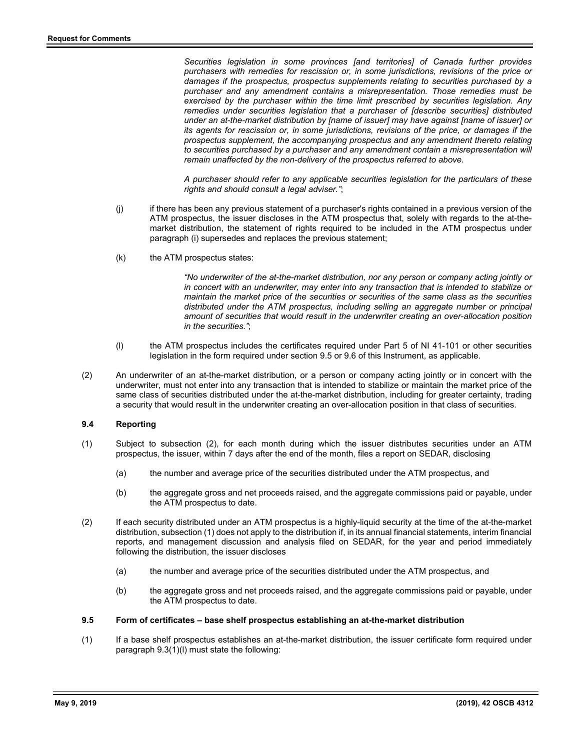*Securities legislation in some provinces [and territories] of Canada further provides purchasers with remedies for rescission or, in some jurisdictions, revisions of the price or damages if the prospectus, prospectus supplements relating to securities purchased by a purchaser and any amendment contains a misrepresentation. Those remedies must be exercised by the purchaser within the time limit prescribed by securities legislation. Any remedies under securities legislation that a purchaser of [describe securities] distributed under an at-the-market distribution by [name of issuer] may have against [name of issuer] or its agents for rescission or, in some jurisdictions, revisions of the price, or damages if the prospectus supplement, the accompanying prospectus and any amendment thereto relating to securities purchased by a purchaser and any amendment contain a misrepresentation will remain unaffected by the non-delivery of the prospectus referred to above.*

*A purchaser should refer to any applicable securities legislation for the particulars of these rights and should consult a legal adviser."*;

(j) if there has been any previous statement of a purchaser's rights contained in a previous version of the ATM prospectus, the issuer discloses in the ATM prospectus that, solely with regards to the at-the-market distribution, the statement of rights required to be included in the ATM prospectus under paragraph (i) supersedes and replaces the previous statement;

(k) the ATM prospectus states:

*"No underwriter of the at-the-market distribution, nor any person or company acting jointly or in concert with an underwriter, may enter into any transaction that is intended to stabilize or maintain the market price of the securities or securities of the same class as the securities distributed under the ATM prospectus, including selling an aggregate number or principal amount of securities that would result in the underwriter creating an over-allocation position in the securities."*;

(l) the ATM prospectus includes the certificates required under Part 5 of NI 41-101 or other securities legislation in the form required under section 9.5 or 9.6 of this Instrument, as applicable.

(2) An underwriter of an at-the-market distribution, or a person or company acting jointly or in concert with the underwriter, must not enter into any transaction that is intended to stabilize or maintain the market price of the same class of securities distributed under the at-the-market distribution, including for greater certainty, trading a security that would result in the underwriter creating an over-allocation position in that class of securities.

### 9.4 Reporting

(1) Subject to subsection (2), for each month during which the issuer distributes securities under an ATM prospectus, the issuer, within 7 days after the end of the month, files a report on SEDAR, disclosing

(a) the number and average price of the securities distributed under the ATM prospectus, and

(b) the aggregate gross and net proceeds raised, and the aggregate commissions paid or payable, under the ATM prospectus to date.

(2) If each security distributed under an ATM prospectus is a highly-liquid security at the time of the at-the-market distribution, subsection (1) does not apply to the distribution if, in its annual financial statements, interim financial reports, and management discussion and analysis filed on SEDAR, for the year and period immediately following the distribution, the issuer discloses

(a) the number and average price of the securities distributed under the ATM prospectus, and

(b) the aggregate gross and net proceeds raised, and the aggregate commissions paid or payable, under the ATM prospectus to date.

### 9.5 Form of certificates – base shelf prospectus establishing an at-the-market distribution

(1) If a base shelf prospectus establishes an at-the-market distribution, the issuer certificate form required under paragraph 9.3(1)(l) must state the following: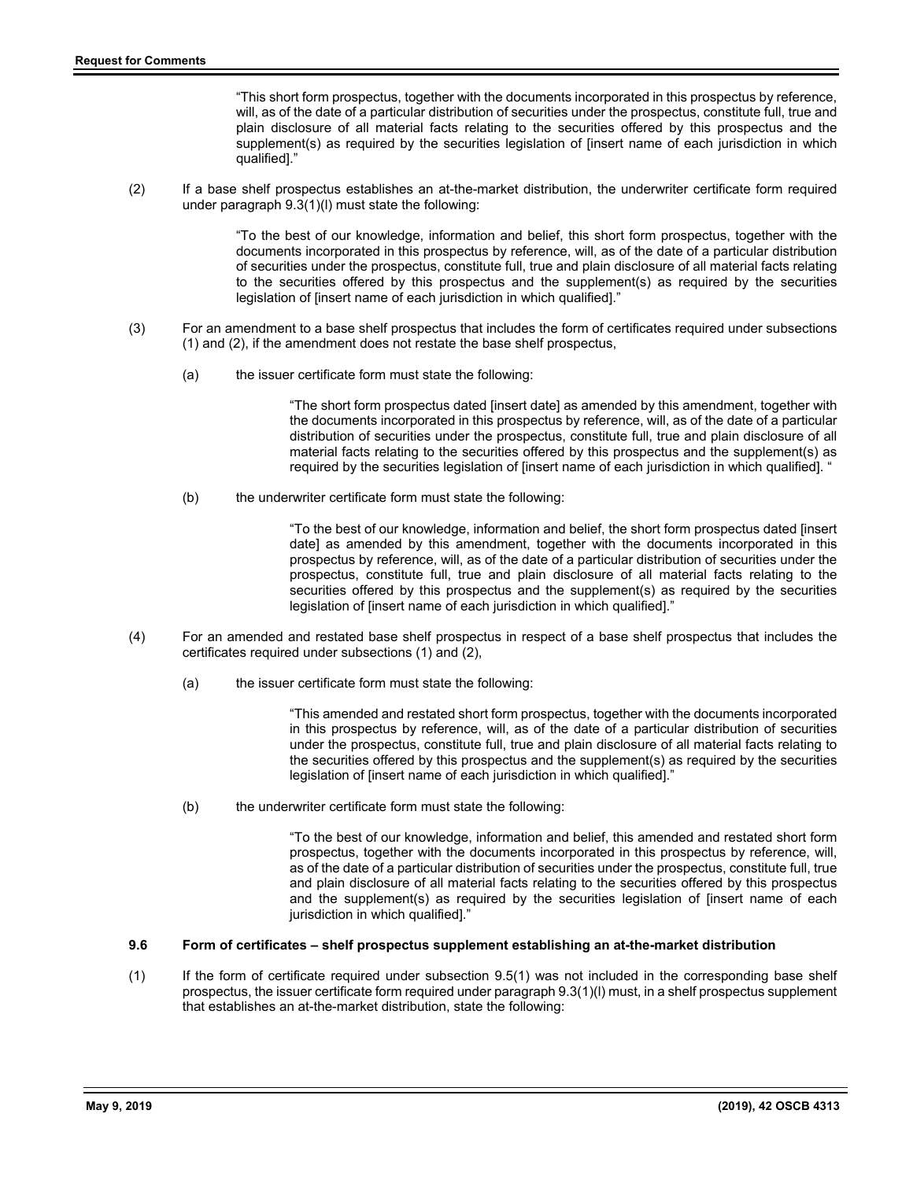"This short form prospectus, together with the documents incorporated in this prospectus by reference, will, as of the date of a particular distribution of securities under the prospectus, constitute full, true and plain disclosure of all material facts relating to the securities offered by this prospectus and the supplement(s) as required by the securities legislation of [insert name of each jurisdiction in which qualified]."

(2) If a base shelf prospectus establishes an at-the-market distribution, the underwriter certificate form required under paragraph 9.3(1)(l) must state the following:

> "To the best of our knowledge, information and belief, this short form prospectus, together with the documents incorporated in this prospectus by reference, will, as of the date of a particular distribution of securities under the prospectus, constitute full, true and plain disclosure of all material facts relating to the securities offered by this prospectus and the supplement(s) as required by the securities legislation of [insert name of each jurisdiction in which qualified]."

(3) For an amendment to a base shelf prospectus that includes the form of certificates required under subsections (1) and (2), if the amendment does not restate the base shelf prospectus,

(a) the issuer certificate form must state the following:

> "The short form prospectus dated [insert date] as amended by this amendment, together with the documents incorporated in this prospectus by reference, will, as of the date of a particular distribution of securities under the prospectus, constitute full, true and plain disclosure of all material facts relating to the securities offered by this prospectus and the supplement(s) as required by the securities legislation of [insert name of each jurisdiction in which qualified]. "

(b) the underwriter certificate form must state the following:

> "To the best of our knowledge, information and belief, the short form prospectus dated [insert date] as amended by this amendment, together with the documents incorporated in this prospectus by reference, will, as of the date of a particular distribution of securities under the prospectus, constitute full, true and plain disclosure of all material facts relating to the securities offered by this prospectus and the supplement(s) as required by the securities legislation of [insert name of each jurisdiction in which qualified]."

(4) For an amended and restated base shelf prospectus in respect of a base shelf prospectus that includes the certificates required under subsections (1) and (2),

(a) the issuer certificate form must state the following:

> "This amended and restated short form prospectus, together with the documents incorporated in this prospectus by reference, will, as of the date of a particular distribution of securities under the prospectus, constitute full, true and plain disclosure of all material facts relating to the securities offered by this prospectus and the supplement(s) as required by the securities legislation of [insert name of each jurisdiction in which qualified]."

(b) the underwriter certificate form must state the following:

> "To the best of our knowledge, information and belief, this amended and restated short form prospectus, together with the documents incorporated in this prospectus by reference, will, as of the date of a particular distribution of securities under the prospectus, constitute full, true and plain disclosure of all material facts relating to the securities offered by this prospectus and the supplement(s) as required by the securities legislation of [insert name of each jurisdiction in which qualified]."

**9.6 Form of certificates – shelf prospectus supplement establishing an at-the-market distribution**

(1) If the form of certificate required under subsection 9.5(1) was not included in the corresponding base shelf prospectus, the issuer certificate form required under paragraph 9.3(1)(l) must, in a shelf prospectus supplement that establishes an at-the-market distribution, state the following: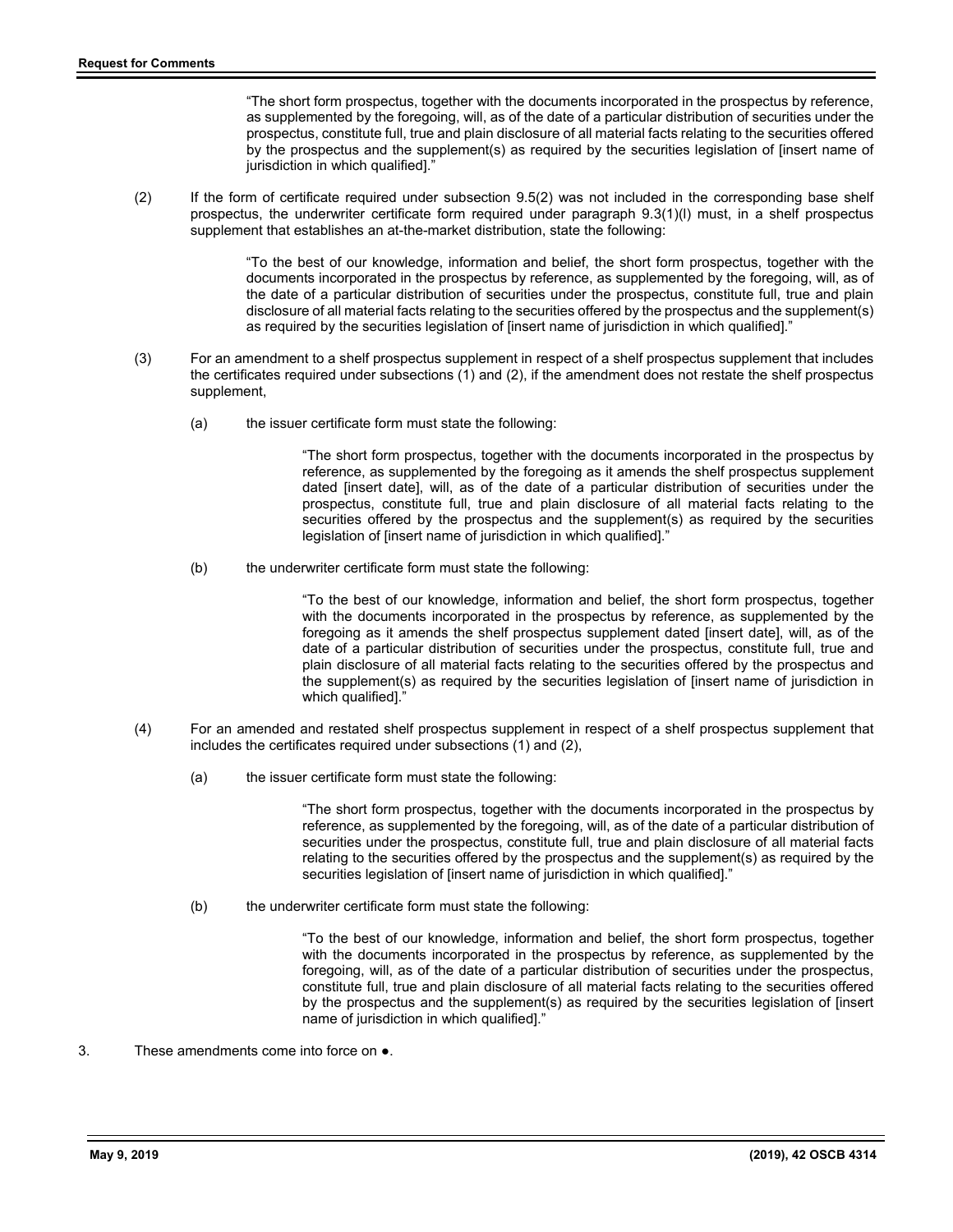"The short form prospectus, together with the documents incorporated in the prospectus by reference, as supplemented by the foregoing, will, as of the date of a particular distribution of securities under the prospectus, constitute full, true and plain disclosure of all material facts relating to the securities offered by the prospectus and the supplement(s) as required by the securities legislation of [insert name of jurisdiction in which qualified]."

(2) If the form of certificate required under subsection 9.5(2) was not included in the corresponding base shelf prospectus, the underwriter certificate form required under paragraph 9.3(1)(l) must, in a shelf prospectus supplement that establishes an at-the-market distribution, state the following:

"To the best of our knowledge, information and belief, the short form prospectus, together with the documents incorporated in the prospectus by reference, as supplemented by the foregoing, will, as of the date of a particular distribution of securities under the prospectus, constitute full, true and plain disclosure of all material facts relating to the securities offered by the prospectus and the supplement(s) as required by the securities legislation of [insert name of jurisdiction in which qualified]."

(3) For an amendment to a shelf prospectus supplement in respect of a shelf prospectus supplement that includes the certificates required under subsections (1) and (2), if the amendment does not restate the shelf prospectus supplement,

(a) the issuer certificate form must state the following:

"The short form prospectus, together with the documents incorporated in the prospectus by reference, as supplemented by the foregoing as it amends the shelf prospectus supplement dated [insert date], will, as of the date of a particular distribution of securities under the prospectus, constitute full, true and plain disclosure of all material facts relating to the securities offered by the prospectus and the supplement(s) as required by the securities legislation of [insert name of jurisdiction in which qualified]."

(b) the underwriter certificate form must state the following:

"To the best of our knowledge, information and belief, the short form prospectus, together with the documents incorporated in the prospectus by reference, as supplemented by the foregoing as it amends the shelf prospectus supplement dated [insert date], will, as of the date of a particular distribution of securities under the prospectus, constitute full, true and plain disclosure of all material facts relating to the securities offered by the prospectus and the supplement(s) as required by the securities legislation of [insert name of jurisdiction in which qualified]."

(4) For an amended and restated shelf prospectus supplement in respect of a shelf prospectus supplement that includes the certificates required under subsections (1) and (2),

(a) the issuer certificate form must state the following:

"The short form prospectus, together with the documents incorporated in the prospectus by reference, as supplemented by the foregoing, will, as of the date of a particular distribution of securities under the prospectus, constitute full, true and plain disclosure of all material facts relating to the securities offered by the prospectus and the supplement(s) as required by the securities legislation of [insert name of jurisdiction in which qualified]."

(b) the underwriter certificate form must state the following:

"To the best of our knowledge, information and belief, the short form prospectus, together with the documents incorporated in the prospectus by reference, as supplemented by the foregoing, will, as of the date of a particular distribution of securities under the prospectus, constitute full, true and plain disclosure of all material facts relating to the securities offered by the prospectus and the supplement(s) as required by the securities legislation of [insert name of jurisdiction in which qualified]."

3. These amendments come into force on ●.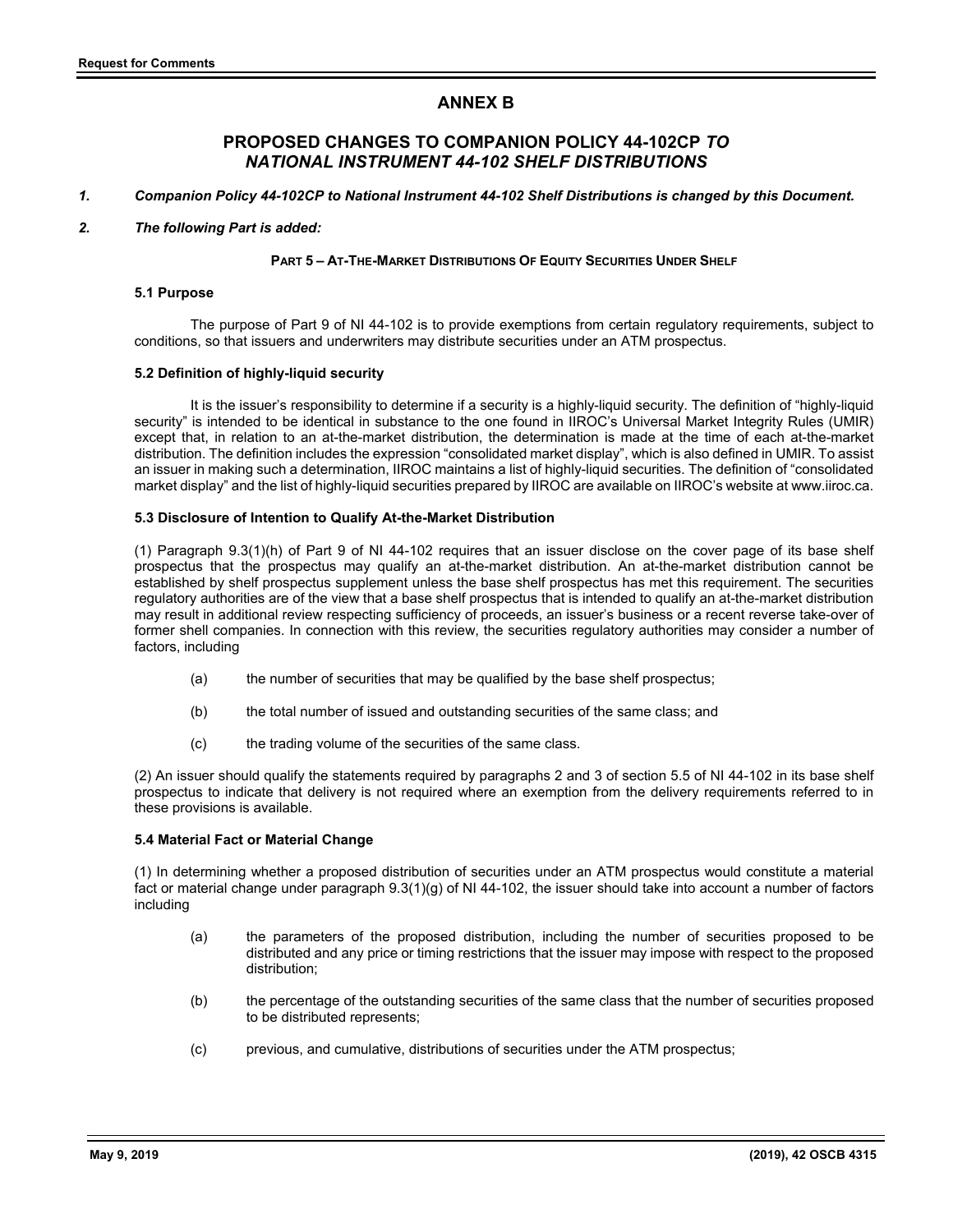# ANNEX B

## PROPOSED CHANGES TO COMPANION POLICY 44-102CP *TO NATIONAL INSTRUMENT 44-102 SHELF DISTRIBUTIONS*

***1. Companion Policy 44-102CP to National Instrument 44-102 Shelf Distributions is changed by this Document.***

***2. The following Part is added:***

**PART 5 – AT-THE-MARKET DISTRIBUTIONS OF EQUITY SECURITIES UNDER SHELF**

**5.1 Purpose**

The purpose of Part 9 of NI 44-102 is to provide exemptions from certain regulatory requirements, subject to conditions, so that issuers and underwriters may distribute securities under an ATM prospectus.

**5.2 Definition of highly-liquid security**

It is the issuer's responsibility to determine if a security is a highly-liquid security. The definition of "highly-liquid security" is intended to be identical in substance to the one found in IIROC's Universal Market Integrity Rules (UMIR) except that, in relation to an at-the-market distribution, the determination is made at the time of each at-the-market distribution. The definition includes the expression "consolidated market display", which is also defined in UMIR. To assist an issuer in making such a determination, IIROC maintains a list of highly-liquid securities. The definition of "consolidated market display" and the list of highly-liquid securities prepared by IIROC are available on IIROC's website at www.iiroc.ca.

**5.3 Disclosure of Intention to Qualify At-the-Market Distribution**

(1) Paragraph 9.3(1)(h) of Part 9 of NI 44-102 requires that an issuer disclose on the cover page of its base shelf prospectus that the prospectus may qualify an at-the-market distribution. An at-the-market distribution cannot be established by shelf prospectus supplement unless the base shelf prospectus has met this requirement. The securities regulatory authorities are of the view that a base shelf prospectus that is intended to qualify an at-the-market distribution may result in additional review respecting sufficiency of proceeds, an issuer's business or a recent reverse take-over of former shell companies. In connection with this review, the securities regulatory authorities may consider a number of factors, including

- (a) the number of securities that may be qualified by the base shelf prospectus;
- (b) the total number of issued and outstanding securities of the same class; and
- (c) the trading volume of the securities of the same class.

(2) An issuer should qualify the statements required by paragraphs 2 and 3 of section 5.5 of NI 44-102 in its base shelf prospectus to indicate that delivery is not required where an exemption from the delivery requirements referred to in these provisions is available.

**5.4 Material Fact or Material Change**

(1) In determining whether a proposed distribution of securities under an ATM prospectus would constitute a material fact or material change under paragraph 9.3(1)(g) of NI 44-102, the issuer should take into account a number of factors including

- (a) the parameters of the proposed distribution, including the number of securities proposed to be distributed and any price or timing restrictions that the issuer may impose with respect to the proposed distribution;
- (b) the percentage of the outstanding securities of the same class that the number of securities proposed to be distributed represents;
- (c) previous, and cumulative, distributions of securities under the ATM prospectus;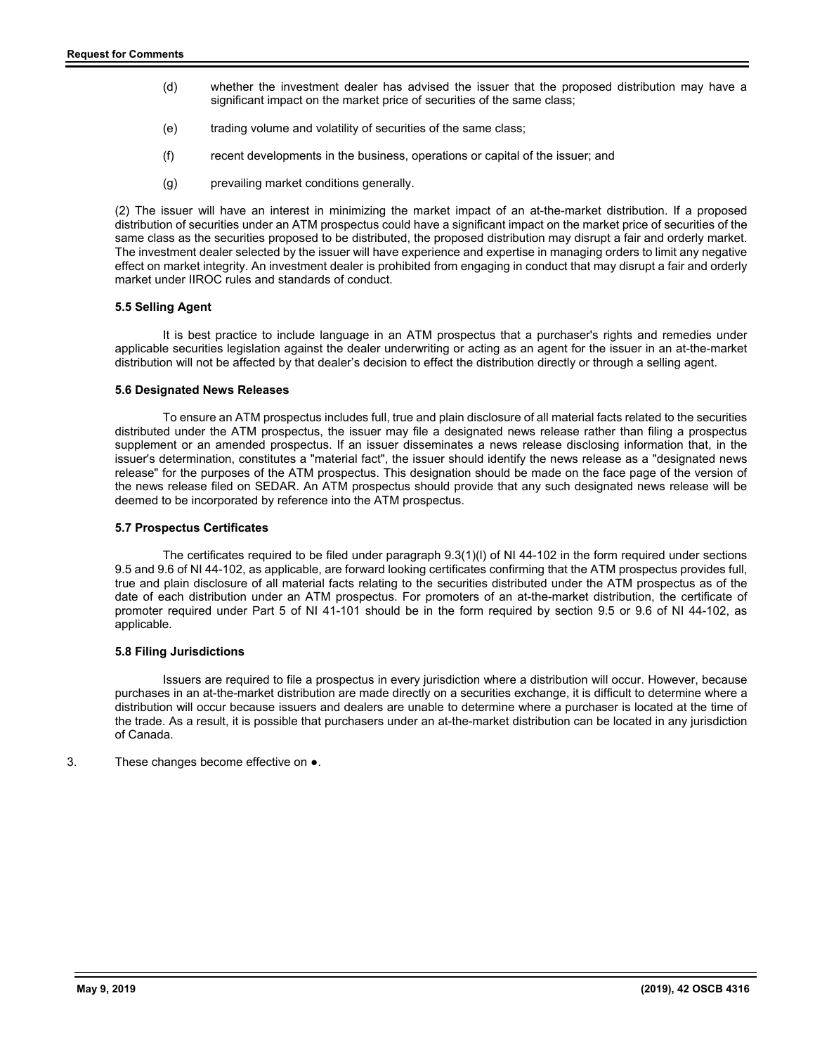(d) whether the investment dealer has advised the issuer that the proposed distribution may have a significant impact on the market price of securities of the same class;

(e) trading volume and volatility of securities of the same class;

(f) recent developments in the business, operations or capital of the issuer; and

(g) prevailing market conditions generally.

(2) The issuer will have an interest in minimizing the market impact of an at-the-market distribution. If a proposed distribution of securities under an ATM prospectus could have a significant impact on the market price of securities of the same class as the securities proposed to be distributed, the proposed distribution may disrupt a fair and orderly market. The investment dealer selected by the issuer will have experience and expertise in managing orders to limit any negative effect on market integrity. An investment dealer is prohibited from engaging in conduct that may disrupt a fair and orderly market under IIROC rules and standards of conduct.

**5.5 Selling Agent**

It is best practice to include language in an ATM prospectus that a purchaser's rights and remedies under applicable securities legislation against the dealer underwriting or acting as an agent for the issuer in an at-the-market distribution will not be affected by that dealer's decision to effect the distribution directly or through a selling agent.

**5.6 Designated News Releases**

To ensure an ATM prospectus includes full, true and plain disclosure of all material facts related to the securities distributed under the ATM prospectus, the issuer may file a designated news release rather than filing a prospectus supplement or an amended prospectus. If an issuer disseminates a news release disclosing information that, in the issuer's determination, constitutes a "material fact", the issuer should identify the news release as a "designated news release" for the purposes of the ATM prospectus. This designation should be made on the face page of the version of the news release filed on SEDAR. An ATM prospectus should provide that any such designated news release will be deemed to be incorporated by reference into the ATM prospectus.

**5.7 Prospectus Certificates**

The certificates required to be filed under paragraph 9.3(1)(l) of NI 44-102 in the form required under sections 9.5 and 9.6 of NI 44-102, as applicable, are forward looking certificates confirming that the ATM prospectus provides full, true and plain disclosure of all material facts relating to the securities distributed under the ATM prospectus as of the date of each distribution under an ATM prospectus. For promoters of an at-the-market distribution, the certificate of promoter required under Part 5 of NI 41-101 should be in the form required by section 9.5 or 9.6 of NI 44-102, as applicable.

**5.8 Filing Jurisdictions**

Issuers are required to file a prospectus in every jurisdiction where a distribution will occur. However, because purchases in an at-the-market distribution are made directly on a securities exchange, it is difficult to determine where a distribution will occur because issuers and dealers are unable to determine where a purchaser is located at the time of the trade. As a result, it is possible that purchasers under an at-the-market distribution can be located in any jurisdiction of Canada.

3. These changes become effective on ●.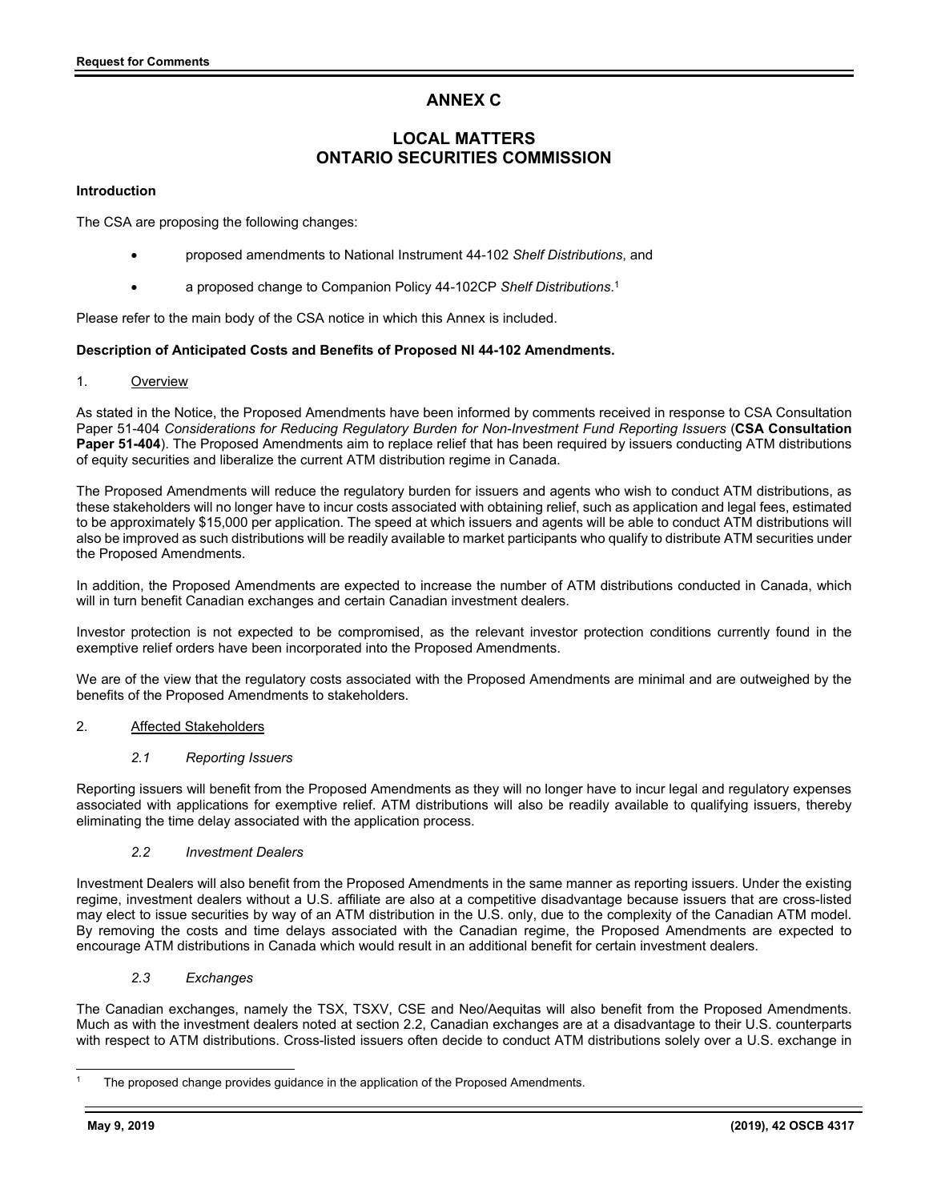# ANNEX C

## LOCAL MATTERS
## ONTARIO SECURITIES COMMISSION

**Introduction**

The CSA are proposing the following changes:

- proposed amendments to National Instrument 44-102 *Shelf Distributions*, and
- a proposed change to Companion Policy 44-102CP *Shelf Distributions*.[1]

Please refer to the main body of the CSA notice in which this Annex is included.

**Description of Anticipated Costs and Benefits of Proposed NI 44-102 Amendments.**

1. Overview

As stated in the Notice, the Proposed Amendments have been informed by comments received in response to CSA Consultation Paper 51-404 *Considerations for Reducing Regulatory Burden for Non-Investment Fund Reporting Issuers* (**CSA Consultation Paper 51-404**). The Proposed Amendments aim to replace relief that has been required by issuers conducting ATM distributions of equity securities and liberalize the current ATM distribution regime in Canada.

The Proposed Amendments will reduce the regulatory burden for issuers and agents who wish to conduct ATM distributions, as these stakeholders will no longer have to incur costs associated with obtaining relief, such as application and legal fees, estimated to be approximately $15,000 per application. The speed at which issuers and agents will be able to conduct ATM distributions will also be improved as such distributions will be readily available to market participants who qualify to distribute ATM securities under the Proposed Amendments.

In addition, the Proposed Amendments are expected to increase the number of ATM distributions conducted in Canada, which will in turn benefit Canadian exchanges and certain Canadian investment dealers.

Investor protection is not expected to be compromised, as the relevant investor protection conditions currently found in the exemptive relief orders have been incorporated into the Proposed Amendments.

We are of the view that the regulatory costs associated with the Proposed Amendments are minimal and are outweighed by the benefits of the Proposed Amendments to stakeholders.

2. Affected Stakeholders

*2.1 Reporting Issuers*

Reporting issuers will benefit from the Proposed Amendments as they will no longer have to incur legal and regulatory expenses associated with applications for exemptive relief. ATM distributions will also be readily available to qualifying issuers, thereby eliminating the time delay associated with the application process.

*2.2 Investment Dealers*

Investment Dealers will also benefit from the Proposed Amendments in the same manner as reporting issuers. Under the existing regime, investment dealers without a U.S. affiliate are also at a competitive disadvantage because issuers that are cross-listed may elect to issue securities by way of an ATM distribution in the U.S. only, due to the complexity of the Canadian ATM model. By removing the costs and time delays associated with the Canadian regime, the Proposed Amendments are expected to encourage ATM distributions in Canada which would result in an additional benefit for certain investment dealers.

*2.3 Exchanges*

The Canadian exchanges, namely the TSX, TSXV, CSE and Neo/Aequitas will also benefit from the Proposed Amendments. Much as with the investment dealers noted at section 2.2, Canadian exchanges are at a disadvantage to their U.S. counterparts with respect to ATM distributions. Cross-listed issuers often decide to conduct ATM distributions solely over a U.S. exchange in

[1] The proposed change provides guidance in the application of the Proposed Amendments.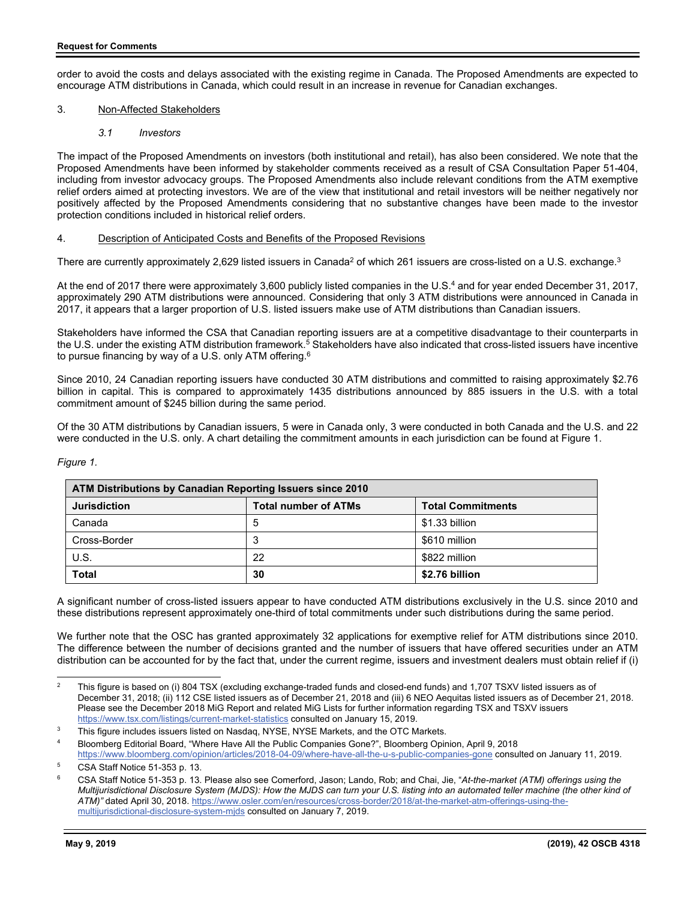order to avoid the costs and delays associated with the existing regime in Canada. The Proposed Amendments are expected to encourage ATM distributions in Canada, which could result in an increase in revenue for Canadian exchanges.

3. Non-Affected Stakeholders

*3.1 Investors*

The impact of the Proposed Amendments on investors (both institutional and retail), has also been considered. We note that the Proposed Amendments have been informed by stakeholder comments received as a result of CSA Consultation Paper 51-404, including from investor advocacy groups. The Proposed Amendments also include relevant conditions from the ATM exemptive relief orders aimed at protecting investors. We are of the view that institutional and retail investors will be neither negatively nor positively affected by the Proposed Amendments considering that no substantive changes have been made to the investor protection conditions included in historical relief orders.

4. Description of Anticipated Costs and Benefits of the Proposed Revisions

There are currently approximately 2,629 listed issuers in Canada[2] of which 261 issuers are cross-listed on a U.S. exchange.[3]

At the end of 2017 there were approximately 3,600 publicly listed companies in the U.S.[4] and for year ended December 31, 2017, approximately 290 ATM distributions were announced. Considering that only 3 ATM distributions were announced in Canada in 2017, it appears that a larger proportion of U.S. listed issuers make use of ATM distributions than Canadian issuers.

Stakeholders have informed the CSA that Canadian reporting issuers are at a competitive disadvantage to their counterparts in the U.S. under the existing ATM distribution framework.[5] Stakeholders have also indicated that cross-listed issuers have incentive to pursue financing by way of a U.S. only ATM offering.[6]

Since 2010, 24 Canadian reporting issuers have conducted 30 ATM distributions and committed to raising approximately $2.76 billion in capital. This is compared to approximately 1435 distributions announced by 885 issuers in the U.S. with a total commitment amount of $245 billion during the same period.

Of the 30 ATM distributions by Canadian issuers, 5 were in Canada only, 3 were conducted in both Canada and the U.S. and 22 were conducted in the U.S. only. A chart detailing the commitment amounts in each jurisdiction can be found at Figure 1.

*Figure 1.*

| ATM Distributions by Canadian Reporting Issuers since 2010 | | |
|---|---|---|
| **Jurisdiction** | **Total number of ATMs** | **Total Commitments** |
| Canada | 5 | $1.33 billion |
| Cross-Border | 3 | $610 million |
| U.S. | 22 | $822 million |
| **Total** | **30** | **$2.76 billion** |

A significant number of cross-listed issuers appear to have conducted ATM distributions exclusively in the U.S. since 2010 and these distributions represent approximately one-third of total commitments under such distributions during the same period.

We further note that the OSC has granted approximately 32 applications for exemptive relief for ATM distributions since 2010. The difference between the number of decisions granted and the number of issuers that have offered securities under an ATM distribution can be accounted for by the fact that, under the current regime, issuers and investment dealers must obtain relief if (i)

---

[2] This figure is based on (i) 804 TSX (excluding exchange-traded funds and closed-end funds) and 1,707 TSXV listed issuers as of December 31, 2018; (ii) 112 CSE listed issuers as of December 21, 2018 and (iii) 6 NEO Aequitas listed issuers as of December 21, 2018. Please see the December 2018 MiG Report and related MiG Lists for further information regarding TSX and TSXV issuers https://www.tsx.com/listings/current-market-statistics consulted on January 15, 2019.

[3] This figure includes issuers listed on Nasdaq, NYSE, NYSE Markets, and the OTC Markets.

[4] Bloomberg Editorial Board, "Where Have All the Public Companies Gone?", Bloomberg Opinion, April 9, 2018 https://www.bloomberg.com/opinion/articles/2018-04-09/where-have-all-the-u-s-public-companies-gone consulted on January 11, 2019.

[5] CSA Staff Notice 51-353 p. 13.

[6] CSA Staff Notice 51-353 p. 13. Please also see Comerford, Jason; Lando, Rob; and Chai, Jie, "*At-the-market (ATM) offerings using the Multijurisdictional Disclosure System (MJDS): How the MJDS can turn your U.S. listing into an automated teller machine (the other kind of ATM)"* dated April 30, 2018. https://www.osler.com/en/resources/cross-border/2018/at-the-market-atm-offerings-using-the-multijurisdictional-disclosure-system-mjds consulted on January 7, 2019.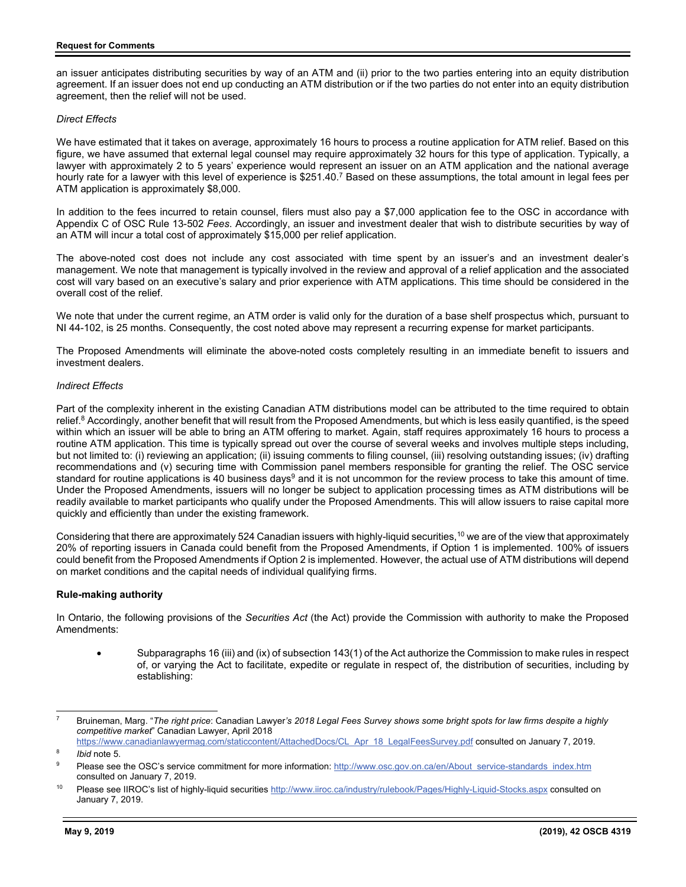an issuer anticipates distributing securities by way of an ATM and (ii) prior to the two parties entering into an equity distribution agreement. If an issuer does not end up conducting an ATM distribution or if the two parties do not enter into an equity distribution agreement, then the relief will not be used.

*Direct Effects*

We have estimated that it takes on average, approximately 16 hours to process a routine application for ATM relief. Based on this figure, we have assumed that external legal counsel may require approximately 32 hours for this type of application. Typically, a lawyer with approximately 2 to 5 years' experience would represent an issuer on an ATM application and the national average hourly rate for a lawyer with this level of experience is $251.40.[7] Based on these assumptions, the total amount in legal fees per ATM application is approximately $8,000.

In addition to the fees incurred to retain counsel, filers must also pay a $7,000 application fee to the OSC in accordance with Appendix C of OSC Rule 13-502 *Fees*. Accordingly, an issuer and investment dealer that wish to distribute securities by way of an ATM will incur a total cost of approximately $15,000 per relief application.

The above-noted cost does not include any cost associated with time spent by an issuer's and an investment dealer's management. We note that management is typically involved in the review and approval of a relief application and the associated cost will vary based on an executive's salary and prior experience with ATM applications. This time should be considered in the overall cost of the relief.

We note that under the current regime, an ATM order is valid only for the duration of a base shelf prospectus which, pursuant to NI 44-102, is 25 months. Consequently, the cost noted above may represent a recurring expense for market participants.

The Proposed Amendments will eliminate the above-noted costs completely resulting in an immediate benefit to issuers and investment dealers.

*Indirect Effects*

Part of the complexity inherent in the existing Canadian ATM distributions model can be attributed to the time required to obtain relief.[8] Accordingly, another benefit that will result from the Proposed Amendments, but which is less easily quantified, is the speed within which an issuer will be able to bring an ATM offering to market. Again, staff requires approximately 16 hours to process a routine ATM application. This time is typically spread out over the course of several weeks and involves multiple steps including, but not limited to: (i) reviewing an application; (ii) issuing comments to filing counsel, (iii) resolving outstanding issues; (iv) drafting recommendations and (v) securing time with Commission panel members responsible for granting the relief. The OSC service standard for routine applications is 40 business days[9] and it is not uncommon for the review process to take this amount of time. Under the Proposed Amendments, issuers will no longer be subject to application processing times as ATM distributions will be readily available to market participants who qualify under the Proposed Amendments. This will allow issuers to raise capital more quickly and efficiently than under the existing framework.

Considering that there are approximately 524 Canadian issuers with highly-liquid securities,[10] we are of the view that approximately 20% of reporting issuers in Canada could benefit from the Proposed Amendments, if Option 1 is implemented. 100% of issuers could benefit from the Proposed Amendments if Option 2 is implemented. However, the actual use of ATM distributions will depend on market conditions and the capital needs of individual qualifying firms.

**Rule-making authority**

In Ontario, the following provisions of the *Securities Act* (the Act) provide the Commission with authority to make the Proposed Amendments:

- Subparagraphs 16 (iii) and (ix) of subsection 143(1) of the Act authorize the Commission to make rules in respect of, or varying the Act to facilitate, expedite or regulate in respect of, the distribution of securities, including by establishing:

---

[7] Bruineman, Marg. "*The right price*: Canadian Lawyer*'s 2018 Legal Fees Survey shows some bright spots for law firms despite a highly competitive market*" Canadian Lawyer, April 2018 https://www.canadianlawyermag.com/staticcontent/AttachedDocs/CL_Apr_18_LegalFeesSurvey.pdf consulted on January 7, 2019.

[8] *Ibid* note 5.

[9] Please see the OSC's service commitment for more information: http://www.osc.gov.on.ca/en/About_service-standards_index.htm consulted on January 7, 2019.

[10] Please see IIROC's list of highly-liquid securities http://www.iiroc.ca/industry/rulebook/Pages/Highly-Liquid-Stocks.aspx consulted on January 7, 2019.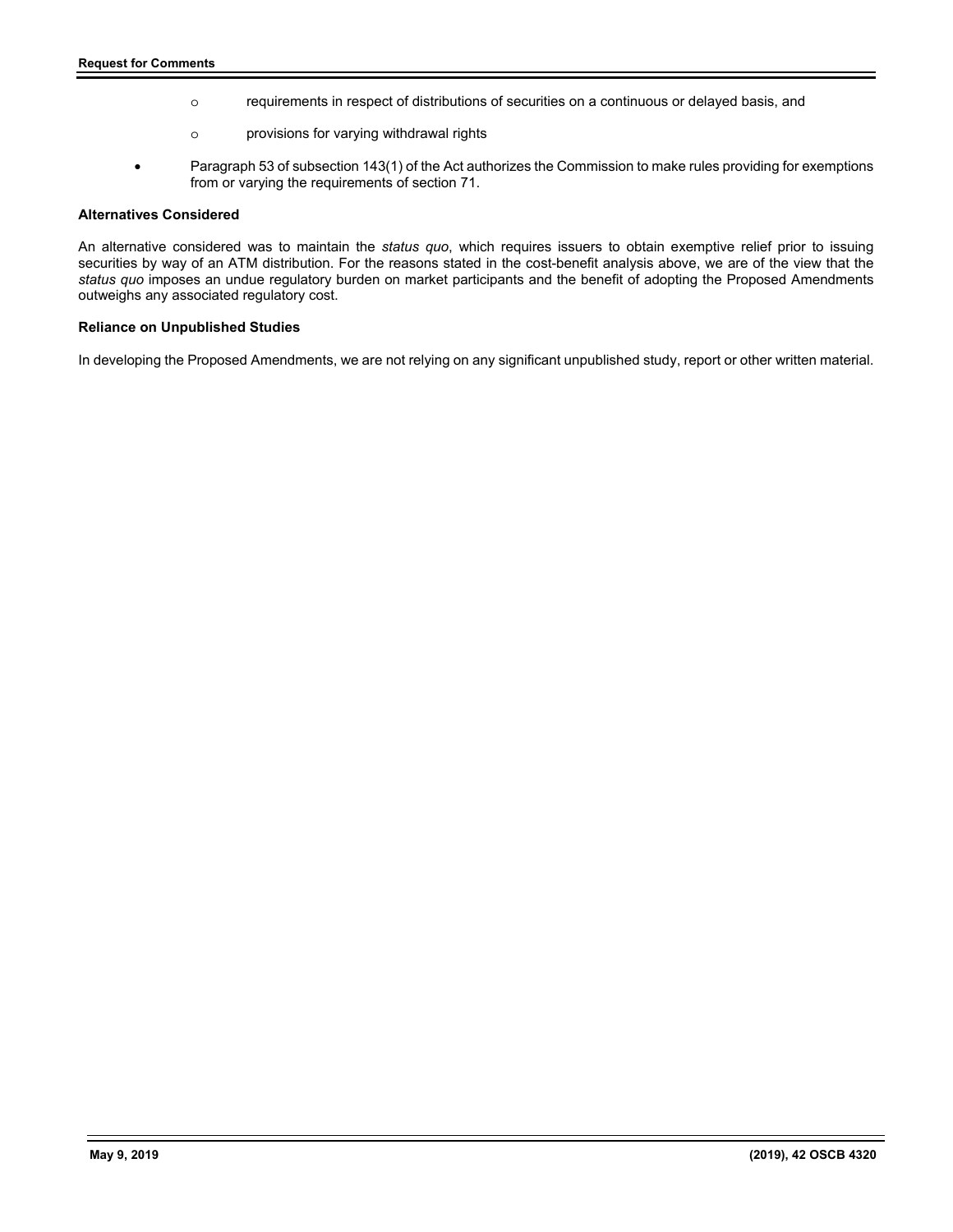- requirements in respect of distributions of securities on a continuous or delayed basis, and

  - provisions for varying withdrawal rights

- Paragraph 53 of subsection 143(1) of the Act authorizes the Commission to make rules providing for exemptions from or varying the requirements of section 71.

**Alternatives Considered**

An alternative considered was to maintain the *status quo*, which requires issuers to obtain exemptive relief prior to issuing securities by way of an ATM distribution. For the reasons stated in the cost-benefit analysis above, we are of the view that the *status quo* imposes an undue regulatory burden on market participants and the benefit of adopting the Proposed Amendments outweighs any associated regulatory cost.

**Reliance on Unpublished Studies**

In developing the Proposed Amendments, we are not relying on any significant unpublished study, report or other written material.